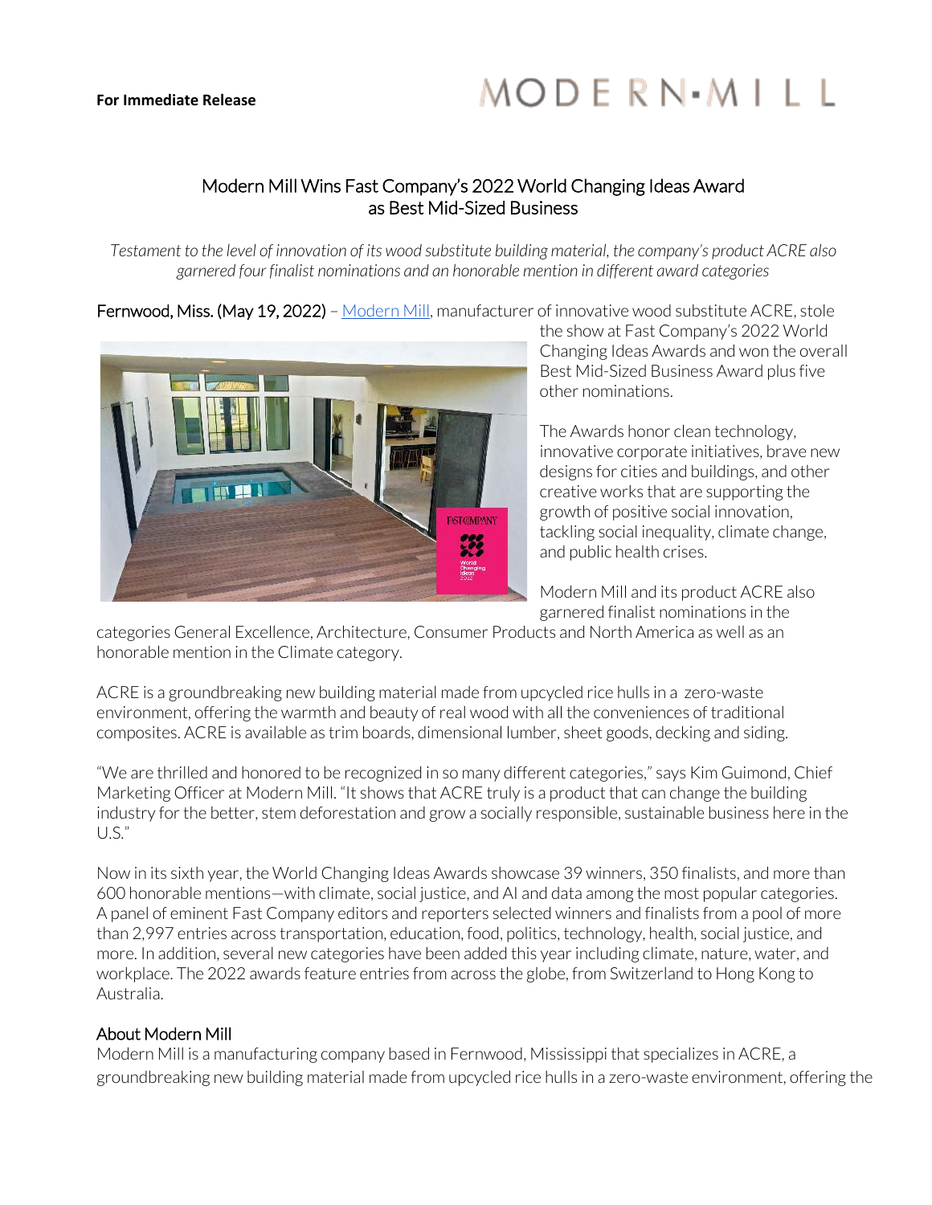**For Immediate Release**

MODERN·MILL

## Modern Mill Wins Fast Company's 2022 World Changing Ideas Award as Best Mid-Sized Business

*Testament to the level of innovation of its wood substitute building material, the company's product ACRE also garnered four finalist nominations and an honorable mention in different award categories*

Fernwood, Miss. (May 19, 2022) – [Modern Mill](), manufacturer of innovative wood substitute ACRE, stole the show at Fast Company's 2022 World Changing Ideas Awards and won the overall Best Mid-Sized Business Award plus five other nominations.

The Awards honor clean technology, innovative corporate initiatives, brave new designs for cities and buildings, and other creative works that are supporting the growth of positive social innovation, tackling social inequality, climate change, and public health crises.

Modern Mill and its product ACRE also garnered finalist nominations in the categories General Excellence, Architecture, Consumer Products and North America as well as an honorable mention in the Climate category.

ACRE is a groundbreaking new building material made from upcycled rice hulls in a zero-waste environment, offering the warmth and beauty of real wood with all the conveniences of traditional composites. ACRE is available as trim boards, dimensional lumber, sheet goods, decking and siding.

"We are thrilled and honored to be recognized in so many different categories," says Kim Guimond, Chief Marketing Officer at Modern Mill. "It shows that ACRE truly is a product that can change the building industry for the better, stem deforestation and grow a socially responsible, sustainable business here in the U.S."

Now in its sixth year, the World Changing Ideas Awards showcase 39 winners, 350 finalists, and more than 600 honorable mentions—with climate, social justice, and AI and data among the most popular categories. A panel of eminent Fast Company editors and reporters selected winners and finalists from a pool of more than 2,997 entries across transportation, education, food, politics, technology, health, social justice, and more. In addition, several new categories have been added this year including climate, nature, water, and workplace. The 2022 awards feature entries from across the globe, from Switzerland to Hong Kong to Australia.

### About Modern Mill

Modern Mill is a manufacturing company based in Fernwood, Mississippi that specializes in ACRE, a groundbreaking new building material made from upcycled rice hulls in a zero-waste environment, offering the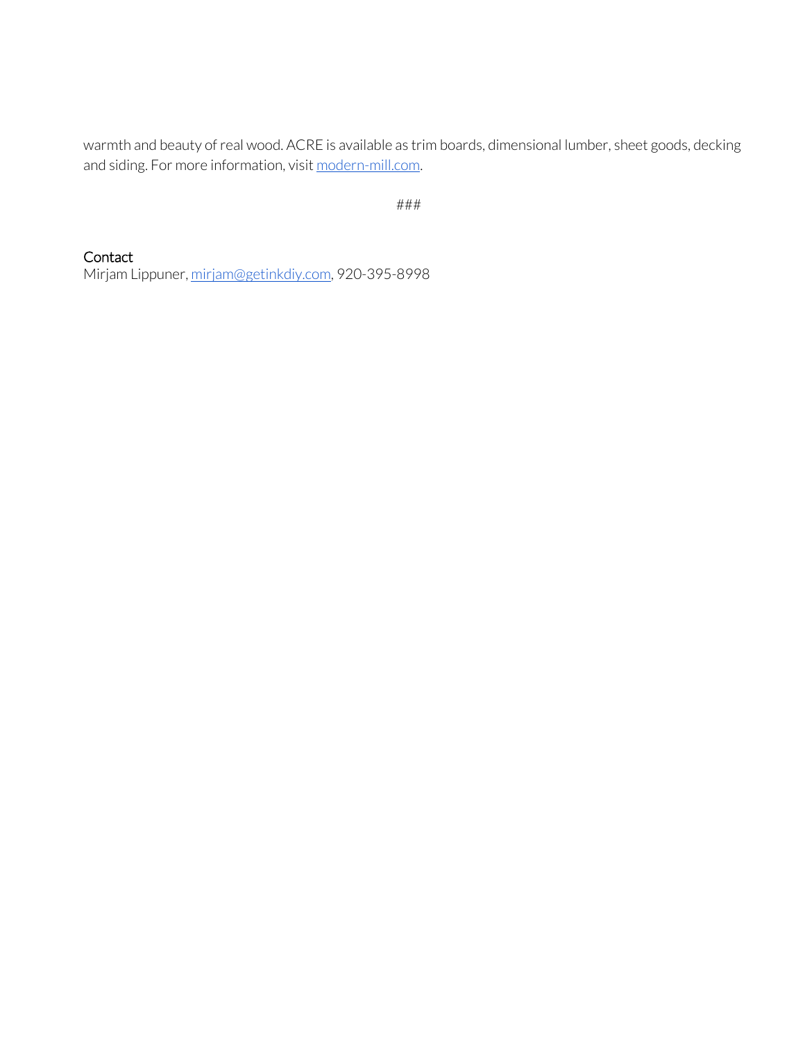warmth and beauty of real wood. ACRE is available as trim boards, dimensional lumber, sheet goods, decking and siding. For more information, visit [modern-mill.com](modern-mill.com).

###

Contact
Mirjam Lippuner, [mirjam@getinkdiy.com](mailto:mirjam@getinkdiy.com), 920-395-8998